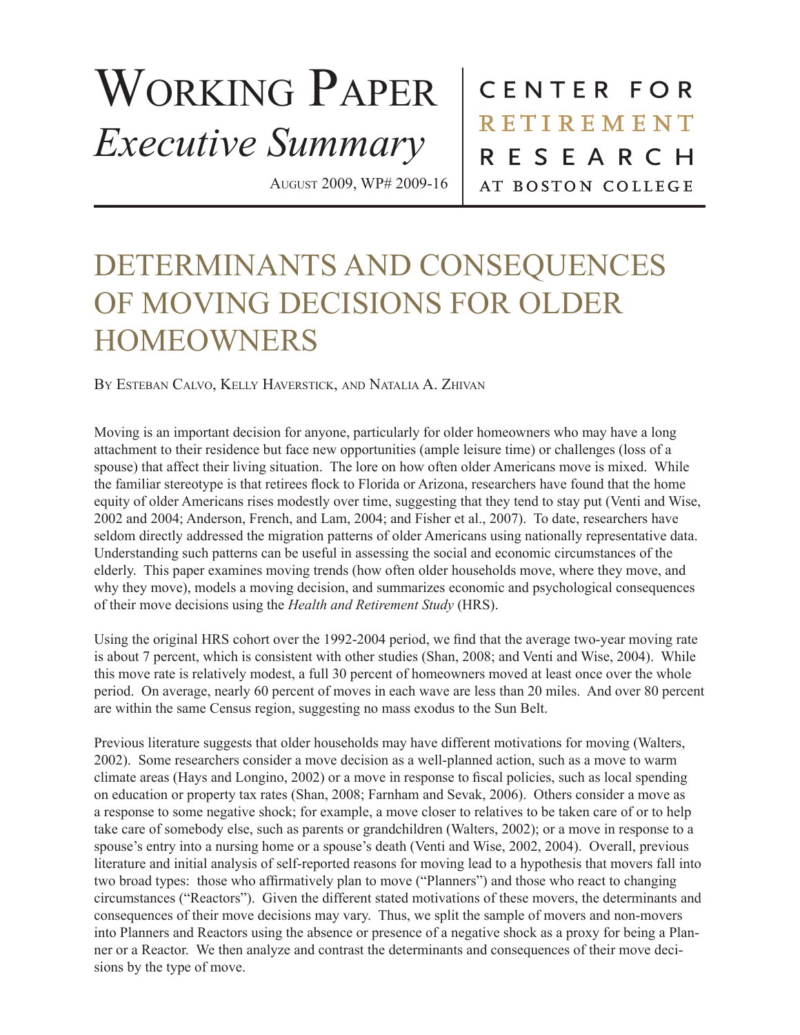# Working Paper *Executive Summary*

August 2009, WP# 2009-16

CENTER FOR RETIREMENT RESEARCH AT BOSTON COLLEGE

# DETERMINANTS AND CONSEQUENCES OF MOVING DECISIONS FOR OLDER HOMEOWNERS

By Esteban Calvo, Kelly Haverstick, and Natalia A. Zhivan

Moving is an important decision for anyone, particularly for older homeowners who may have a long attachment to their residence but face new opportunities (ample leisure time) or challenges (loss of a spouse) that affect their living situation. The lore on how often older Americans move is mixed. While the familiar stereotype is that retirees flock to Florida or Arizona, researchers have found that the home equity of older Americans rises modestly over time, suggesting that they tend to stay put (Venti and Wise, 2002 and 2004; Anderson, French, and Lam, 2004; and Fisher et al., 2007). To date, researchers have seldom directly addressed the migration patterns of older Americans using nationally representative data. Understanding such patterns can be useful in assessing the social and economic circumstances of the elderly. This paper examines moving trends (how often older households move, where they move, and why they move), models a moving decision, and summarizes economic and psychological consequences of their move decisions using the *Health and Retirement Study* (HRS).

Using the original HRS cohort over the 1992-2004 period, we find that the average two-year moving rate is about 7 percent, which is consistent with other studies (Shan, 2008; and Venti and Wise, 2004). While this move rate is relatively modest, a full 30 percent of homeowners moved at least once over the whole period. On average, nearly 60 percent of moves in each wave are less than 20 miles. And over 80 percent are within the same Census region, suggesting no mass exodus to the Sun Belt.

Previous literature suggests that older households may have different motivations for moving (Walters, 2002). Some researchers consider a move decision as a well-planned action, such as a move to warm climate areas (Hays and Longino, 2002) or a move in response to fiscal policies, such as local spending on education or property tax rates (Shan, 2008; Farnham and Sevak, 2006). Others consider a move as a response to some negative shock; for example, a move closer to relatives to be taken care of or to help take care of somebody else, such as parents or grandchildren (Walters, 2002); or a move in response to a spouse's entry into a nursing home or a spouse's death (Venti and Wise, 2002, 2004). Overall, previous literature and initial analysis of self-reported reasons for moving lead to a hypothesis that movers fall into two broad types: those who affirmatively plan to move ("Planners") and those who react to changing circumstances ("Reactors"). Given the different stated motivations of these movers, the determinants and consequences of their move decisions may vary. Thus, we split the sample of movers and non-movers into Planners and Reactors using the absence or presence of a negative shock as a proxy for being a Planner or a Reactor. We then analyze and contrast the determinants and consequences of their move decisions by the type of move.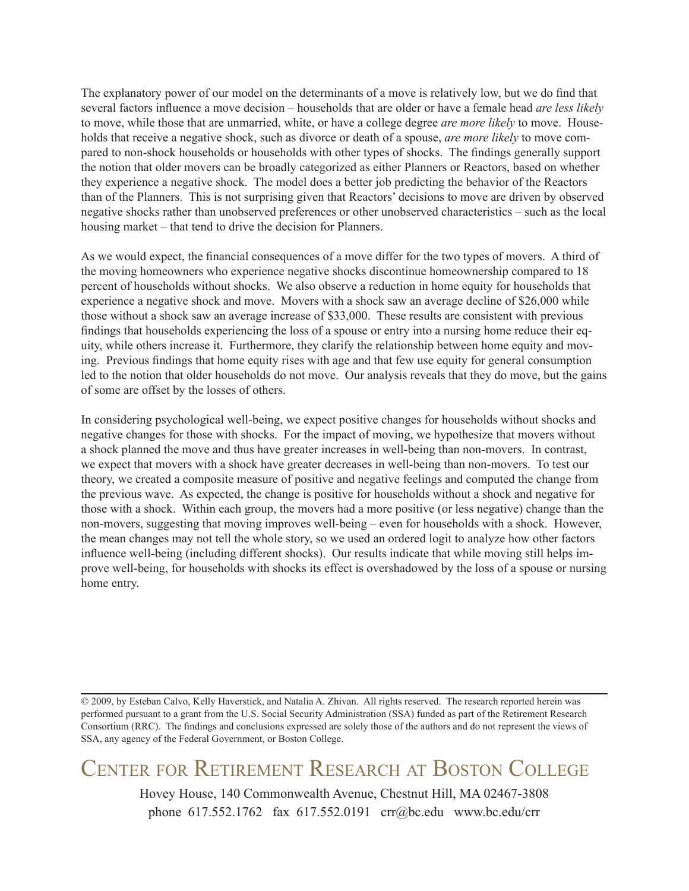The explanatory power of our model on the determinants of a move is relatively low, but we do find that several factors influence a move decision – households that are older or have a female head *are less likely* to move, while those that are unmarried, white, or have a college degree *are more likely* to move. Households that receive a negative shock, such as divorce or death of a spouse, *are more likely* to move compared to non-shock households or households with other types of shocks. The findings generally support the notion that older movers can be broadly categorized as either Planners or Reactors, based on whether they experience a negative shock. The model does a better job predicting the behavior of the Reactors than of the Planners. This is not surprising given that Reactors' decisions to move are driven by observed negative shocks rather than unobserved preferences or other unobserved characteristics – such as the local housing market – that tend to drive the decision for Planners.

As we would expect, the financial consequences of a move differ for the two types of movers. A third of the moving homeowners who experience negative shocks discontinue homeownership compared to 18 percent of households without shocks. We also observe a reduction in home equity for households that experience a negative shock and move. Movers with a shock saw an average decline of $26,000 while those without a shock saw an average increase of $33,000. These results are consistent with previous findings that households experiencing the loss of a spouse or entry into a nursing home reduce their equity, while others increase it. Furthermore, they clarify the relationship between home equity and moving. Previous findings that home equity rises with age and that few use equity for general consumption led to the notion that older households do not move. Our analysis reveals that they do move, but the gains of some are offset by the losses of others.

In considering psychological well-being, we expect positive changes for households without shocks and negative changes for those with shocks. For the impact of moving, we hypothesize that movers without a shock planned the move and thus have greater increases in well-being than non-movers. In contrast, we expect that movers with a shock have greater decreases in well-being than non-movers. To test our theory, we created a composite measure of positive and negative feelings and computed the change from the previous wave. As expected, the change is positive for households without a shock and negative for those with a shock. Within each group, the movers had a more positive (or less negative) change than the non-movers, suggesting that moving improves well-being – even for households with a shock. However, the mean changes may not tell the whole story, so we used an ordered logit to analyze how other factors influence well-being (including different shocks). Our results indicate that while moving still helps improve well-being, for households with shocks its effect is overshadowed by the loss of a spouse or nursing home entry.

---

© 2009, by Esteban Calvo, Kelly Haverstick, and Natalia A. Zhivan. All rights reserved. The research reported herein was performed pursuant to a grant from the U.S. Social Security Administration (SSA) funded as part of the Retirement Research Consortium (RRC). The findings and conclusions expressed are solely those of the authors and do not represent the views of SSA, any agency of the Federal Government, or Boston College.

# Center for Retirement Research at Boston College

Hovey House, 140 Commonwealth Avenue, Chestnut Hill, MA 02467-3808
phone 617.552.1762 fax 617.552.0191 crr@bc.edu www.bc.edu/crr